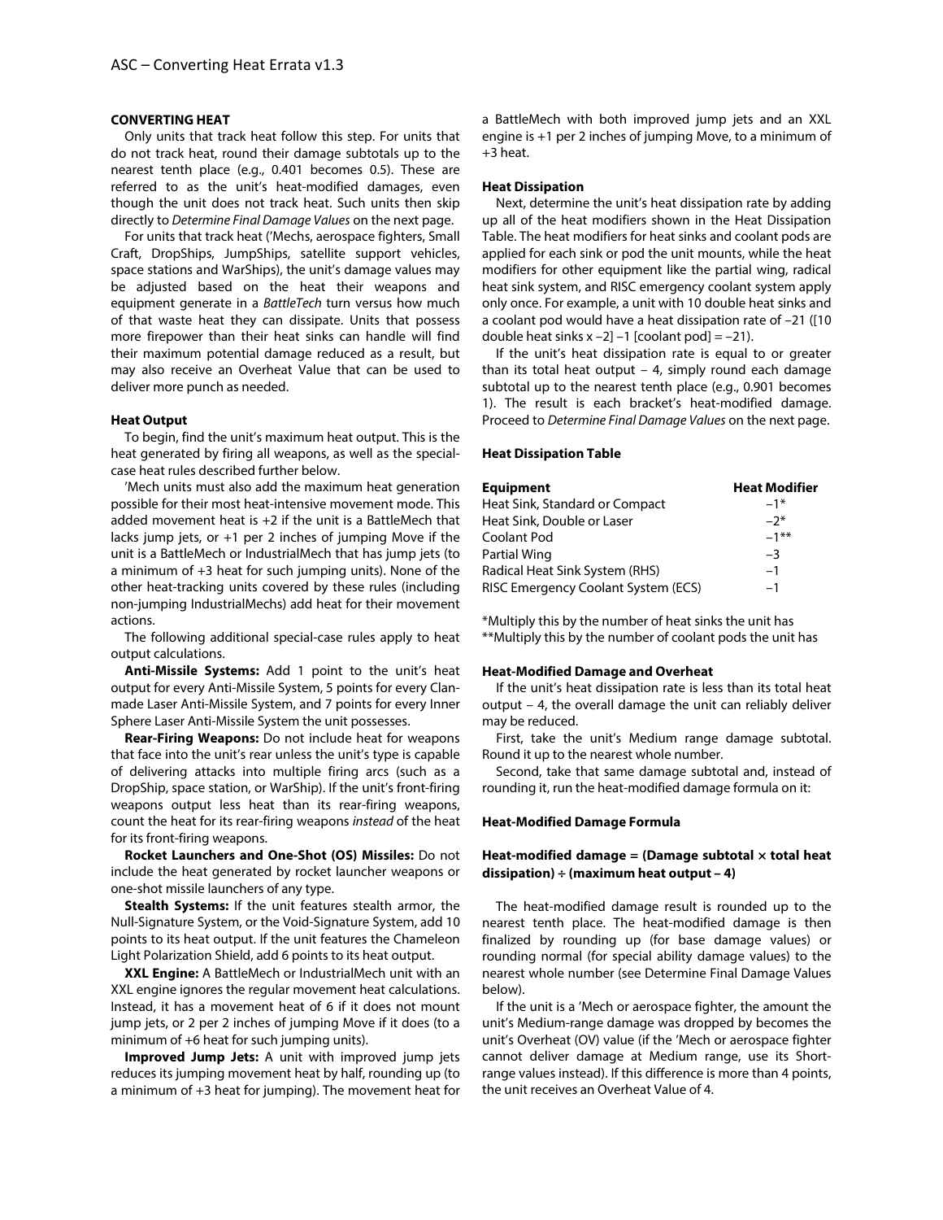## CONVERTING HEAT

Only units that track heat follow this step. For units that do not track heat, round their damage subtotals up to the nearest tenth place (e.g., 0.401 becomes 0.5). These are referred to as the unit's heat-modified damages, even though the unit does not track heat. Such units then skip directly to *Determine Final Damage Values* on the next page.

For units that track heat ('Mechs, aerospace fighters, Small Craft, DropShips, JumpShips, satellite support vehicles, space stations and WarShips), the unit's damage values may be adjusted based on the heat their weapons and equipment generate in a *BattleTech* turn versus how much of that waste heat they can dissipate. Units that possess more firepower than their heat sinks can handle will find their maximum potential damage reduced as a result, but may also receive an Overheat Value that can be used to deliver more punch as needed.

### Heat Output

To begin, find the unit's maximum heat output. This is the heat generated by firing all weapons, as well as the special-case heat rules described further below.

'Mech units must also add the maximum heat generation possible for their most heat-intensive movement mode. This added movement heat is +2 if the unit is a BattleMech that lacks jump jets, or +1 per 2 inches of jumping Move if the unit is a BattleMech or IndustrialMech that has jump jets (to a minimum of +3 heat for such jumping units). None of the other heat-tracking units covered by these rules (including non-jumping IndustrialMechs) add heat for their movement actions.

The following additional special-case rules apply to heat output calculations.

**Anti-Missile Systems:** Add 1 point to the unit's heat output for every Anti-Missile System, 5 points for every Clan-made Laser Anti-Missile System, and 7 points for every Inner Sphere Laser Anti-Missile System the unit possesses.

**Rear-Firing Weapons:** Do not include heat for weapons that face into the unit's rear unless the unit's type is capable of delivering attacks into multiple firing arcs (such as a DropShip, space station, or WarShip). If the unit's front-firing weapons output less heat than its rear-firing weapons, count the heat for its rear-firing weapons *instead* of the heat for its front-firing weapons.

**Rocket Launchers and One-Shot (OS) Missiles:** Do not include the heat generated by rocket launcher weapons or one-shot missile launchers of any type.

**Stealth Systems:** If the unit features stealth armor, the Null-Signature System, or the Void-Signature System, add 10 points to its heat output. If the unit features the Chameleon Light Polarization Shield, add 6 points to its heat output.

**XXL Engine:** A BattleMech or IndustrialMech unit with an XXL engine ignores the regular movement heat calculations. Instead, it has a movement heat of 6 if it does not mount jump jets, or 2 per 2 inches of jumping Move if it does (to a minimum of +6 heat for such jumping units).

**Improved Jump Jets:** A unit with improved jump jets reduces its jumping movement heat by half, rounding up (to a minimum of +3 heat for jumping). The movement heat for a BattleMech with both improved jump jets and an XXL engine is +1 per 2 inches of jumping Move, to a minimum of +3 heat.

### Heat Dissipation

Next, determine the unit's heat dissipation rate by adding up all of the heat modifiers shown in the Heat Dissipation Table. The heat modifiers for heat sinks and coolant pods are applied for each sink or pod the unit mounts, while the heat modifiers for other equipment like the partial wing, radical heat sink system, and RISC emergency coolant system apply only once. For example, a unit with 10 double heat sinks and a coolant pod would have a heat dissipation rate of –21 ([10 double heat sinks x –2] –1 [coolant pod] = –21).

If the unit's heat dissipation rate is equal to or greater than its total heat output – 4, simply round each damage subtotal up to the nearest tenth place (e.g., 0.901 becomes 1). The result is each bracket's heat-modified damage. Proceed to *Determine Final Damage Values* on the next page.

### Heat Dissipation Table

| Equipment | Heat Modifier |
|---|---|
| Heat Sink, Standard or Compact | –1* |
| Heat Sink, Double or Laser | –2* |
| Coolant Pod | –1** |
| Partial Wing | –3 |
| Radical Heat Sink System (RHS) | –1 |
| RISC Emergency Coolant System (ECS) | –1 |

*Multiply this by the number of heat sinks the unit has
**Multiply this by the number of coolant pods the unit has

### Heat-Modified Damage and Overheat

If the unit's heat dissipation rate is less than its total heat output – 4, the overall damage the unit can reliably deliver may be reduced.

First, take the unit's Medium range damage subtotal. Round it up to the nearest whole number.

Second, take that same damage subtotal and, instead of rounding it, run the heat-modified damage formula on it:

### Heat-Modified Damage Formula

**Heat-modified damage = (Damage subtotal × total heat dissipation) ÷ (maximum heat output – 4)**

The heat-modified damage result is rounded up to the nearest tenth place. The heat-modified damage is then finalized by rounding up (for base damage values) or rounding normal (for special ability damage values) to the nearest whole number (see Determine Final Damage Values below).

If the unit is a 'Mech or aerospace fighter, the amount the unit's Medium-range damage was dropped by becomes the unit's Overheat (OV) value (if the 'Mech or aerospace fighter cannot deliver damage at Medium range, use its Short-range values instead). If this difference is more than 4 points, the unit receives an Overheat Value of 4.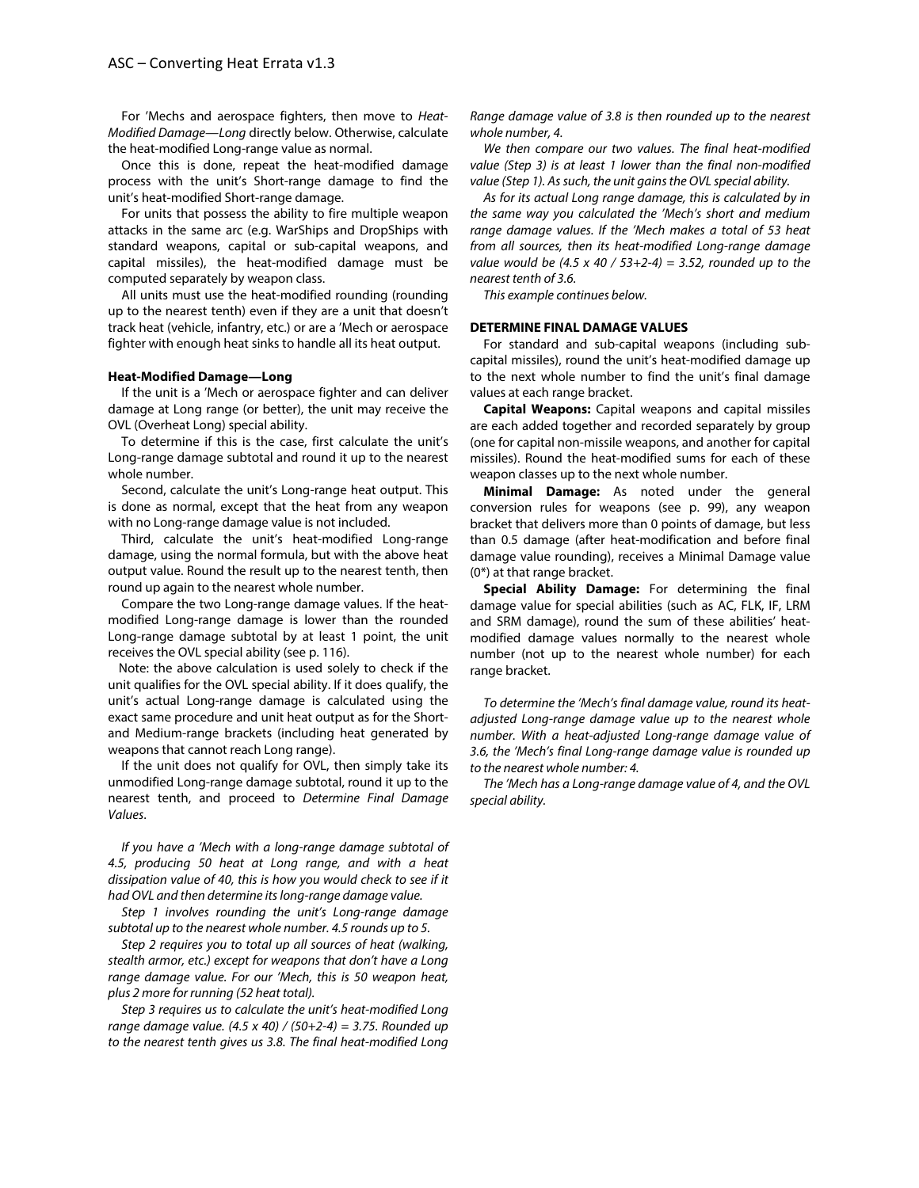For 'Mechs and aerospace fighters, then move to *Heat-Modified Damage—Long* directly below. Otherwise, calculate the heat-modified Long-range value as normal.

Once this is done, repeat the heat-modified damage process with the unit's Short-range damage to find the unit's heat-modified Short-range damage.

For units that possess the ability to fire multiple weapon attacks in the same arc (e.g. WarShips and DropShips with standard weapons, capital or sub-capital weapons, and capital missiles), the heat-modified damage must be computed separately by weapon class.

All units must use the heat-modified rounding (rounding up to the nearest tenth) even if they are a unit that doesn't track heat (vehicle, infantry, etc.) or are a 'Mech or aerospace fighter with enough heat sinks to handle all its heat output.

**Heat-Modified Damage—Long**

If the unit is a 'Mech or aerospace fighter and can deliver damage at Long range (or better), the unit may receive the OVL (Overheat Long) special ability.

To determine if this is the case, first calculate the unit's Long-range damage subtotal and round it up to the nearest whole number.

Second, calculate the unit's Long-range heat output. This is done as normal, except that the heat from any weapon with no Long-range damage value is not included.

Third, calculate the unit's heat-modified Long-range damage, using the normal formula, but with the above heat output value. Round the result up to the nearest tenth, then round up again to the nearest whole number.

Compare the two Long-range damage values. If the heat-modified Long-range damage is lower than the rounded Long-range damage subtotal by at least 1 point, the unit receives the OVL special ability (see p. 116).

Note: the above calculation is used solely to check if the unit qualifies for the OVL special ability. If it does qualify, the unit's actual Long-range damage is calculated using the exact same procedure and unit heat output as for the Short- and Medium-range brackets (including heat generated by weapons that cannot reach Long range).

If the unit does not qualify for OVL, then simply take its unmodified Long-range damage subtotal, round it up to the nearest tenth, and proceed to *Determine Final Damage Values*.

*If you have a 'Mech with a long-range damage subtotal of 4.5, producing 50 heat at Long range, and with a heat dissipation value of 40, this is how you would check to see if it had OVL and then determine its long-range damage value.*

*Step 1 involves rounding the unit's Long-range damage subtotal up to the nearest whole number. 4.5 rounds up to 5.*

*Step 2 requires you to total up all sources of heat (walking, stealth armor, etc.) except for weapons that don't have a Long range damage value. For our 'Mech, this is 50 weapon heat, plus 2 more for running (52 heat total).*

*Step 3 requires us to calculate the unit's heat-modified Long range damage value. $(4.5 \times 40) / (50+2-4) = 3.75$. Rounded up to the nearest tenth gives us 3.8. The final heat-modified Long Range damage value of 3.8 is then rounded up to the nearest whole number, 4.*

*We then compare our two values. The final heat-modified value (Step 3) is at least 1 lower than the final non-modified value (Step 1). As such, the unit gains the OVL special ability.*

*As for its actual Long range damage, this is calculated by in the same way you calculated the 'Mech's short and medium range damage values. If the 'Mech makes a total of 53 heat from all sources, then its heat-modified Long-range damage value would be $(4.5 \times 40 / 53+2-4) = 3.52$, rounded up to the nearest tenth of 3.6.*

*This example continues below.*

**DETERMINE FINAL DAMAGE VALUES**

For standard and sub-capital weapons (including sub-capital missiles), round the unit's heat-modified damage up to the next whole number to find the unit's final damage values at each range bracket.

**Capital Weapons:** Capital weapons and capital missiles are each added together and recorded separately by group (one for capital non-missile weapons, and another for capital missiles). Round the heat-modified sums for each of these weapon classes up to the next whole number.

**Minimal Damage:** As noted under the general conversion rules for weapons (see p. 99), any weapon bracket that delivers more than 0 points of damage, but less than 0.5 damage (after heat-modification and before final damage value rounding), receives a Minimal Damage value (0*) at that range bracket.

**Special Ability Damage:** For determining the final damage value for special abilities (such as AC, FLK, IF, LRM and SRM damage), round the sum of these abilities' heat-modified damage values normally to the nearest whole number (not up to the nearest whole number) for each range bracket.

*To determine the 'Mech's final damage value, round its heat-adjusted Long-range damage value up to the nearest whole number. With a heat-adjusted Long-range damage value of 3.6, the 'Mech's final Long-range damage value is rounded up to the nearest whole number: 4.*

*The 'Mech has a Long-range damage value of 4, and the OVL special ability.*